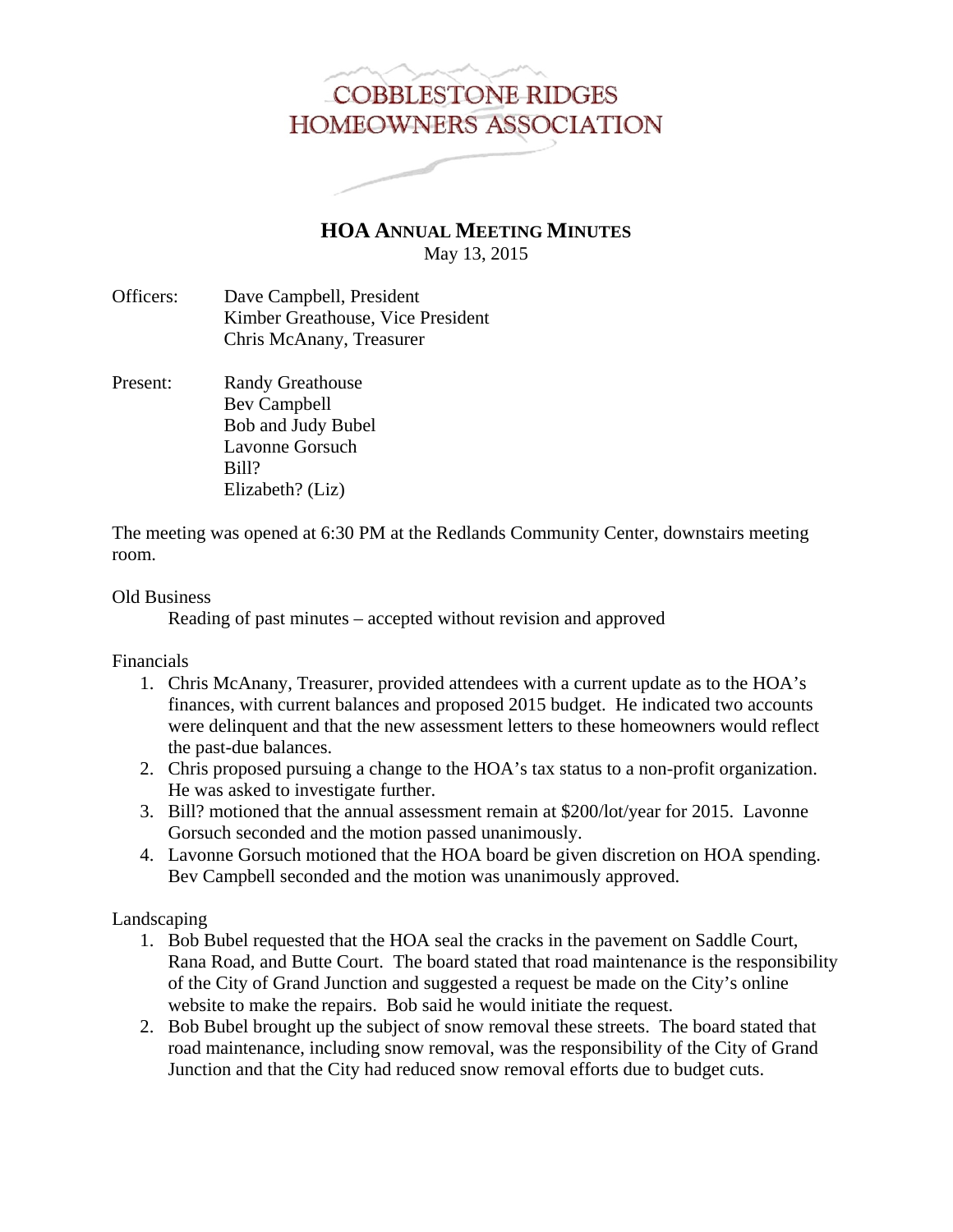# COBBLESTONE RIDGES HOMEOWNERS ASSOCIATION

## HOA ANNUAL MEETING MINUTES

May 13, 2015

Officers: Dave Campbell, President
Kimber Greathouse, Vice President
Chris McAnany, Treasurer

Present: Randy Greathouse
Bev Campbell
Bob and Judy Bubel
Lavonne Gorsuch
Bill?
Elizabeth? (Liz)

The meeting was opened at 6:30 PM at the Redlands Community Center, downstairs meeting room.

Old Business

Reading of past minutes – accepted without revision and approved

Financials

1. Chris McAnany, Treasurer, provided attendees with a current update as to the HOA's finances, with current balances and proposed 2015 budget. He indicated two accounts were delinquent and that the new assessment letters to these homeowners would reflect the past-due balances.
2. Chris proposed pursuing a change to the HOA's tax status to a non-profit organization. He was asked to investigate further.
3. Bill? motioned that the annual assessment remain at $200/lot/year for 2015. Lavonne Gorsuch seconded and the motion passed unanimously.
4. Lavonne Gorsuch motioned that the HOA board be given discretion on HOA spending. Bev Campbell seconded and the motion was unanimously approved.

Landscaping

1. Bob Bubel requested that the HOA seal the cracks in the pavement on Saddle Court, Rana Road, and Butte Court. The board stated that road maintenance is the responsibility of the City of Grand Junction and suggested a request be made on the City's online website to make the repairs. Bob said he would initiate the request.
2. Bob Bubel brought up the subject of snow removal these streets. The board stated that road maintenance, including snow removal, was the responsibility of the City of Grand Junction and that the City had reduced snow removal efforts due to budget cuts.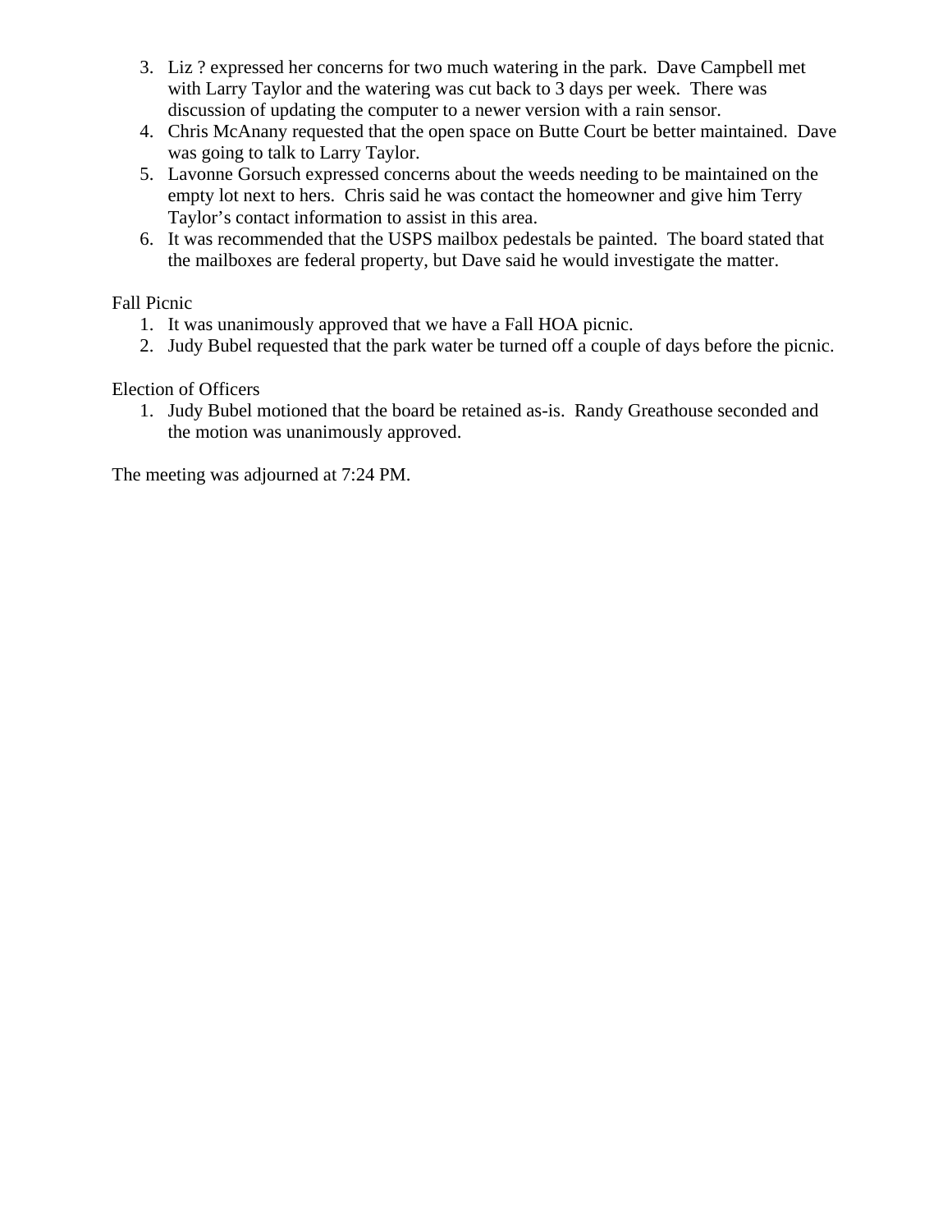3. Liz ? expressed her concerns for two much watering in the park. Dave Campbell met with Larry Taylor and the watering was cut back to 3 days per week. There was discussion of updating the computer to a newer version with a rain sensor.
4. Chris McAnany requested that the open space on Butte Court be better maintained. Dave was going to talk to Larry Taylor.
5. Lavonne Gorsuch expressed concerns about the weeds needing to be maintained on the empty lot next to hers. Chris said he was contact the homeowner and give him Terry Taylor's contact information to assist in this area.
6. It was recommended that the USPS mailbox pedestals be painted. The board stated that the mailboxes are federal property, but Dave said he would investigate the matter.

Fall Picnic

1. It was unanimously approved that we have a Fall HOA picnic.
2. Judy Bubel requested that the park water be turned off a couple of days before the picnic.

Election of Officers

1. Judy Bubel motioned that the board be retained as-is. Randy Greathouse seconded and the motion was unanimously approved.

The meeting was adjourned at 7:24 PM.